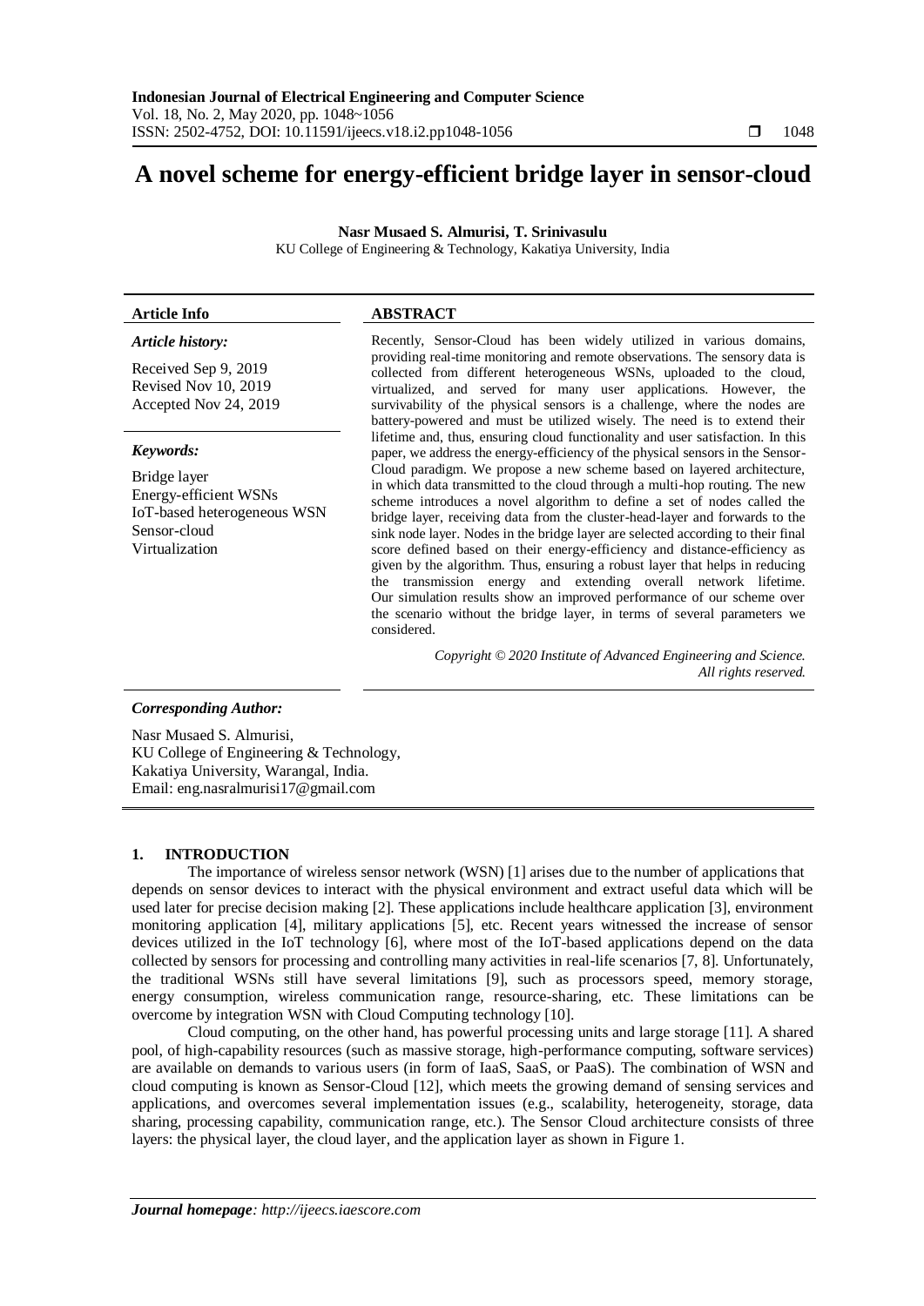# A novel scheme for energy-efficient bridge layer in sensor-cloud

**Nasr Musaed S. Almurisi, T. Srinivasulu**

KU College of Engineering & Technology, Kakatiya University, India

---

**Article Info**

*Article history:*

Received Sep 9, 2019
Revised Nov 10, 2019
Accepted Nov 24, 2019

*Keywords:*

Bridge layer
Energy-efficient WSNs
IoT-based heterogeneous WSN
Sensor-cloud
Virtualization

---

**ABSTRACT**

Recently, Sensor-Cloud has been widely utilized in various domains, providing real-time monitoring and remote observations. The sensory data is collected from different heterogeneous WSNs, uploaded to the cloud, virtualized, and served for many user applications. However, the survivability of the physical sensors is a challenge, where the nodes are battery-powered and must be utilized wisely. The need is to extend their lifetime and, thus, ensuring cloud functionality and user satisfaction. In this paper, we address the energy-efficiency of the physical sensors in the Sensor-Cloud paradigm. We propose a new scheme based on layered architecture, in which data transmitted to the cloud through a multi-hop routing. The new scheme introduces a novel algorithm to define a set of nodes called the bridge layer, receiving data from the cluster-head-layer and forwards to the sink node layer. Nodes in the bridge layer are selected according to their final score defined based on their energy-efficiency and distance-efficiency as given by the algorithm. Thus, ensuring a robust layer that helps in reducing the transmission energy and extending overall network lifetime. Our simulation results show an improved performance of our scheme over the scenario without the bridge layer, in terms of several parameters we considered.

*Copyright © 2020 Institute of Advanced Engineering and Science. All rights reserved.*

---

***Corresponding Author:***

Nasr Musaed S. Almurisi,
KU College of Engineering & Technology,
Kakatiya University, Warangal, India.
Email: eng.nasralmurisi17@gmail.com

## 1. INTRODUCTION

The importance of wireless sensor network (WSN) [1] arises due to the number of applications that depends on sensor devices to interact with the physical environment and extract useful data which will be used later for precise decision making [2]. These applications include healthcare application [3], environment monitoring application [4], military applications [5], etc. Recent years witnessed the increase of sensor devices utilized in the IoT technology [6], where most of the IoT-based applications depend on the data collected by sensors for processing and controlling many activities in real-life scenarios [7, 8]. Unfortunately, the traditional WSNs still have several limitations [9], such as processors speed, memory storage, energy consumption, wireless communication range, resource-sharing, etc. These limitations can be overcome by integration WSN with Cloud Computing technology [10].

Cloud computing, on the other hand, has powerful processing units and large storage [11]. A shared pool, of high-capability resources (such as massive storage, high-performance computing, software services) are available on demands to various users (in form of IaaS, SaaS, or PaaS). The combination of WSN and cloud computing is known as Sensor-Cloud [12], which meets the growing demand of sensing services and applications, and overcomes several implementation issues (e.g., scalability, heterogeneity, storage, data sharing, processing capability, communication range, etc.). The Sensor Cloud architecture consists of three layers: the physical layer, the cloud layer, and the application layer as shown in Figure 1.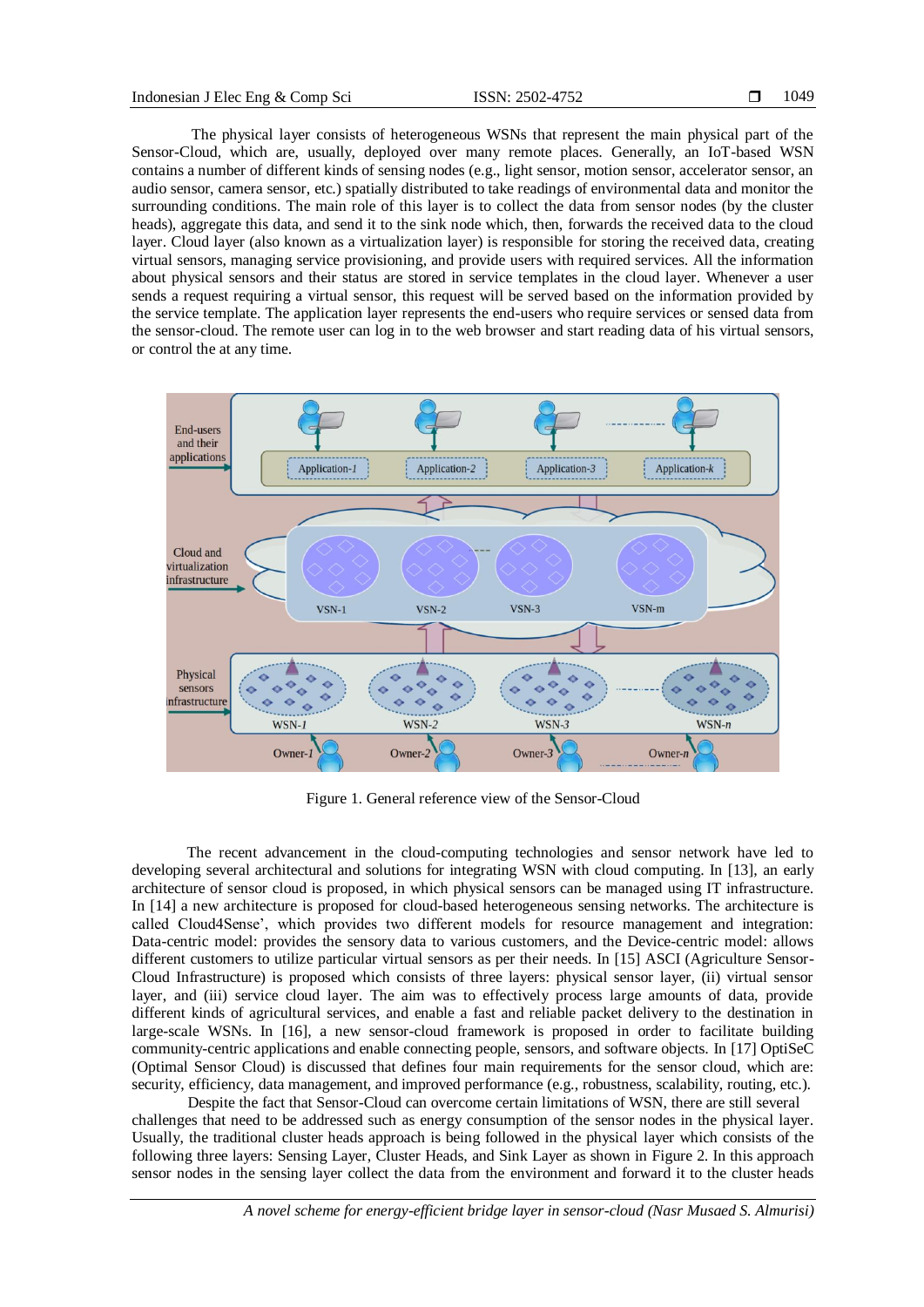The physical layer consists of heterogeneous WSNs that represent the main physical part of the Sensor-Cloud, which are, usually, deployed over many remote places. Generally, an IoT-based WSN contains a number of different kinds of sensing nodes (e.g., light sensor, motion sensor, accelerator sensor, an audio sensor, camera sensor, etc.) spatially distributed to take readings of environmental data and monitor the surrounding conditions. The main role of this layer is to collect the data from sensor nodes (by the cluster heads), aggregate this data, and send it to the sink node which, then, forwards the received data to the cloud layer. Cloud layer (also known as a virtualization layer) is responsible for storing the received data, creating virtual sensors, managing service provisioning, and provide users with required services. All the information about physical sensors and their status are stored in service templates in the cloud layer. Whenever a user sends a request requiring a virtual sensor, this request will be served based on the information provided by the service template. The application layer represents the end-users who require services or sensed data from the sensor-cloud. The remote user can log in to the web browser and start reading data of his virtual sensors, or control the at any time.

Figure 1. General reference view of the Sensor-Cloud

The recent advancement in the cloud-computing technologies and sensor network have led to developing several architectural and solutions for integrating WSN with cloud computing. In [13], an early architecture of sensor cloud is proposed, in which physical sensors can be managed using IT infrastructure. In [14] a new architecture is proposed for cloud-based heterogeneous sensing networks. The architecture is called Cloud4Sense', which provides two different models for resource management and integration: Data-centric model: provides the sensory data to various customers, and the Device-centric model: allows different customers to utilize particular virtual sensors as per their needs. In [15] ASCI (Agriculture Sensor-Cloud Infrastructure) is proposed which consists of three layers: physical sensor layer, (ii) virtual sensor layer, and (iii) service cloud layer. The aim was to effectively process large amounts of data, provide different kinds of agricultural services, and enable a fast and reliable packet delivery to the destination in large-scale WSNs. In [16], a new sensor-cloud framework is proposed in order to facilitate building community-centric applications and enable connecting people, sensors, and software objects. In [17] OptiSeC (Optimal Sensor Cloud) is discussed that defines four main requirements for the sensor cloud, which are: security, efficiency, data management, and improved performance (e.g., robustness, scalability, routing, etc.).

Despite the fact that Sensor-Cloud can overcome certain limitations of WSN, there are still several challenges that need to be addressed such as energy consumption of the sensor nodes in the physical layer. Usually, the traditional cluster heads approach is being followed in the physical layer which consists of the following three layers: Sensing Layer, Cluster Heads, and Sink Layer as shown in Figure 2. In this approach sensor nodes in the sensing layer collect the data from the environment and forward it to the cluster heads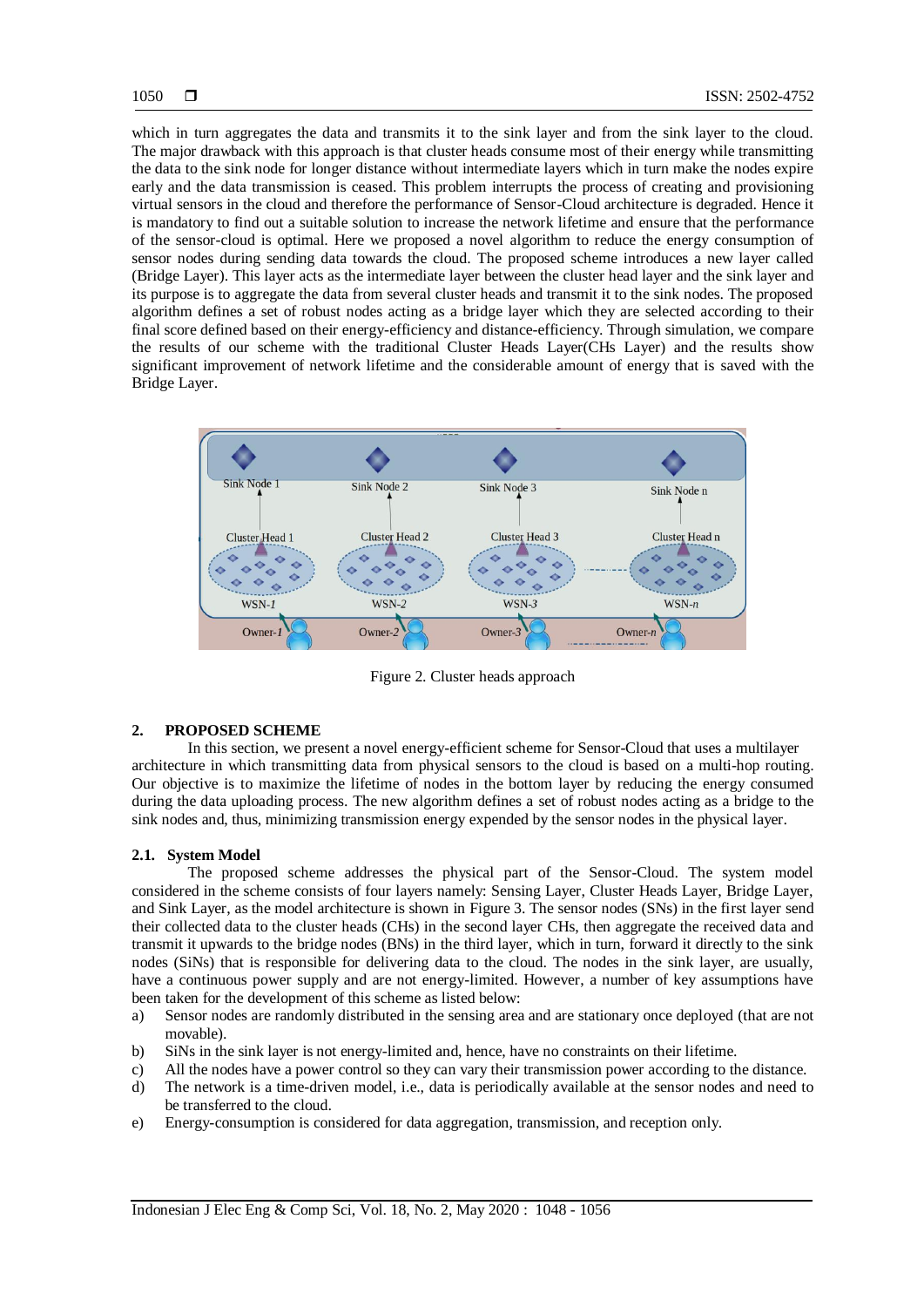which in turn aggregates the data and transmits it to the sink layer and from the sink layer to the cloud. The major drawback with this approach is that cluster heads consume most of their energy while transmitting the data to the sink node for longer distance without intermediate layers which in turn make the nodes expire early and the data transmission is ceased. This problem interrupts the process of creating and provisioning virtual sensors in the cloud and therefore the performance of Sensor-Cloud architecture is degraded. Hence it is mandatory to find out a suitable solution to increase the network lifetime and ensure that the performance of the sensor-cloud is optimal. Here we proposed a novel algorithm to reduce the energy consumption of sensor nodes during sending data towards the cloud. The proposed scheme introduces a new layer called (Bridge Layer). This layer acts as the intermediate layer between the cluster head layer and the sink layer and its purpose is to aggregate the data from several cluster heads and transmit it to the sink nodes. The proposed algorithm defines a set of robust nodes acting as a bridge layer which they are selected according to their final score defined based on their energy-efficiency and distance-efficiency. Through simulation, we compare the results of our scheme with the traditional Cluster Heads Layer(CHs Layer) and the results show significant improvement of network lifetime and the considerable amount of energy that is saved with the Bridge Layer.

Figure 2. Cluster heads approach

## 2. PROPOSED SCHEME

In this section, we present a novel energy-efficient scheme for Sensor-Cloud that uses a multilayer architecture in which transmitting data from physical sensors to the cloud is based on a multi-hop routing. Our objective is to maximize the lifetime of nodes in the bottom layer by reducing the energy consumed during the data uploading process. The new algorithm defines a set of robust nodes acting as a bridge to the sink nodes and, thus, minimizing transmission energy expended by the sensor nodes in the physical layer.

### 2.1. System Model

The proposed scheme addresses the physical part of the Sensor-Cloud. The system model considered in the scheme consists of four layers namely: Sensing Layer, Cluster Heads Layer, Bridge Layer, and Sink Layer, as the model architecture is shown in Figure 3. The sensor nodes (SNs) in the first layer send their collected data to the cluster heads (CHs) in the second layer CHs, then aggregate the received data and transmit it upwards to the bridge nodes (BNs) in the third layer, which in turn, forward it directly to the sink nodes (SiNs) that is responsible for delivering data to the cloud. The nodes in the sink layer, are usually, have a continuous power supply and are not energy-limited. However, a number of key assumptions have been taken for the development of this scheme as listed below:

a) Sensor nodes are randomly distributed in the sensing area and are stationary once deployed (that are not movable).
b) SiNs in the sink layer is not energy-limited and, hence, have no constraints on their lifetime.
c) All the nodes have a power control so they can vary their transmission power according to the distance.
d) The network is a time-driven model, i.e., data is periodically available at the sensor nodes and need to be transferred to the cloud.
e) Energy-consumption is considered for data aggregation, transmission, and reception only.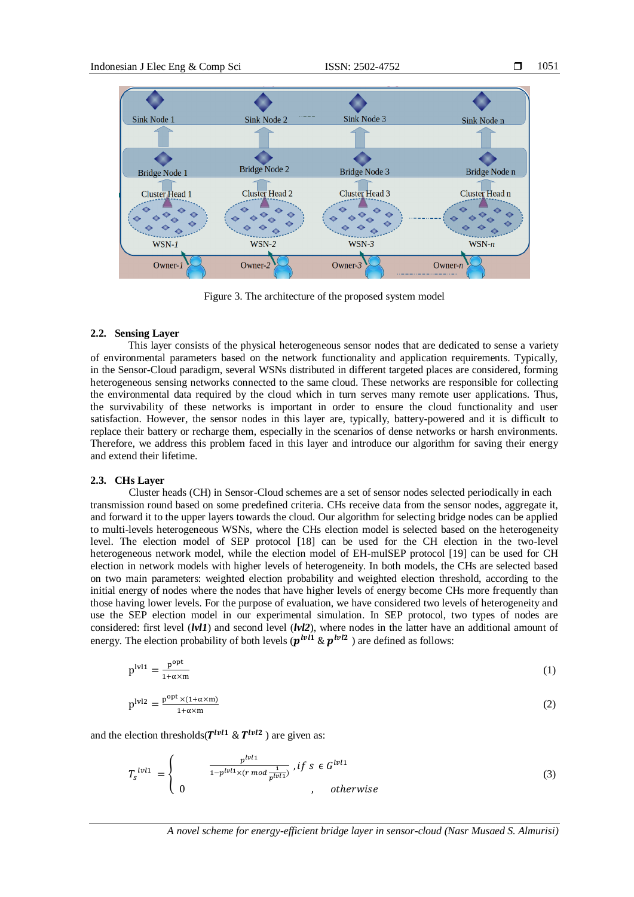Figure 3. The architecture of the proposed system model

### 2.2. Sensing Layer

This layer consists of the physical heterogeneous sensor nodes that are dedicated to sense a variety of environmental parameters based on the network functionality and application requirements. Typically, in the Sensor-Cloud paradigm, several WSNs distributed in different targeted places are considered, forming heterogeneous sensing networks connected to the same cloud. These networks are responsible for collecting the environmental data required by the cloud which in turn serves many remote user applications. Thus, the survivability of these networks is important in order to ensure the cloud functionality and user satisfaction. However, the sensor nodes in this layer are, typically, battery-powered and it is difficult to replace their battery or recharge them, especially in the scenarios of dense networks or harsh environments. Therefore, we address this problem faced in this layer and introduce our algorithm for saving their energy and extend their lifetime.

### 2.3. CHs Layer

Cluster heads (CH) in Sensor-Cloud schemes are a set of sensor nodes selected periodically in each transmission round based on some predefined criteria. CHs receive data from the sensor nodes, aggregate it, and forward it to the upper layers towards the cloud. Our algorithm for selecting bridge nodes can be applied to multi-levels heterogeneous WSNs, where the CHs election model is selected based on the heterogeneity level. The election model of SEP protocol [18] can be used for the CH election in the two-level heterogeneous network model, while the election model of EH-mulSEP protocol [19] can be used for CH election in network models with higher levels of heterogeneity. In both models, the CHs are selected based on two main parameters: weighted election probability and weighted election threshold, according to the initial energy of nodes where the nodes that have higher levels of energy become CHs more frequently than those having lower levels. For the purpose of evaluation, we have considered two levels of heterogeneity and use the SEP election model in our experimental simulation. In SEP protocol, two types of nodes are considered: first level (***lvl1***) and second level (***lvl2***), where nodes in the latter have an additional amount of energy. The election probability of both levels ($\boldsymbol{p}^{lvl1}$ & $\boldsymbol{p}^{lvl2}$ ) are defined as follows:

$$p^{lvl1} = \frac{p^{opt}}{1+\alpha\times m} \tag{1}$$

$$p^{lvl2} = \frac{p^{opt}\times(1+\alpha\times m)}{1+\alpha\times m} \tag{2}$$

and the election thresholds($\boldsymbol{T}^{lvl1}$ & $\boldsymbol{T}^{lvl2}$ ) are given as:

$$T_s^{\,lvl1} = \begin{cases} \dfrac{p^{lvl1}}{1-p^{lvl1}\times\left(r \bmod \frac{1}{p^{lvl1}}\right)}, & if\ s \in G^{lvl1} \\ 0, & otherwise \end{cases} \tag{3}$$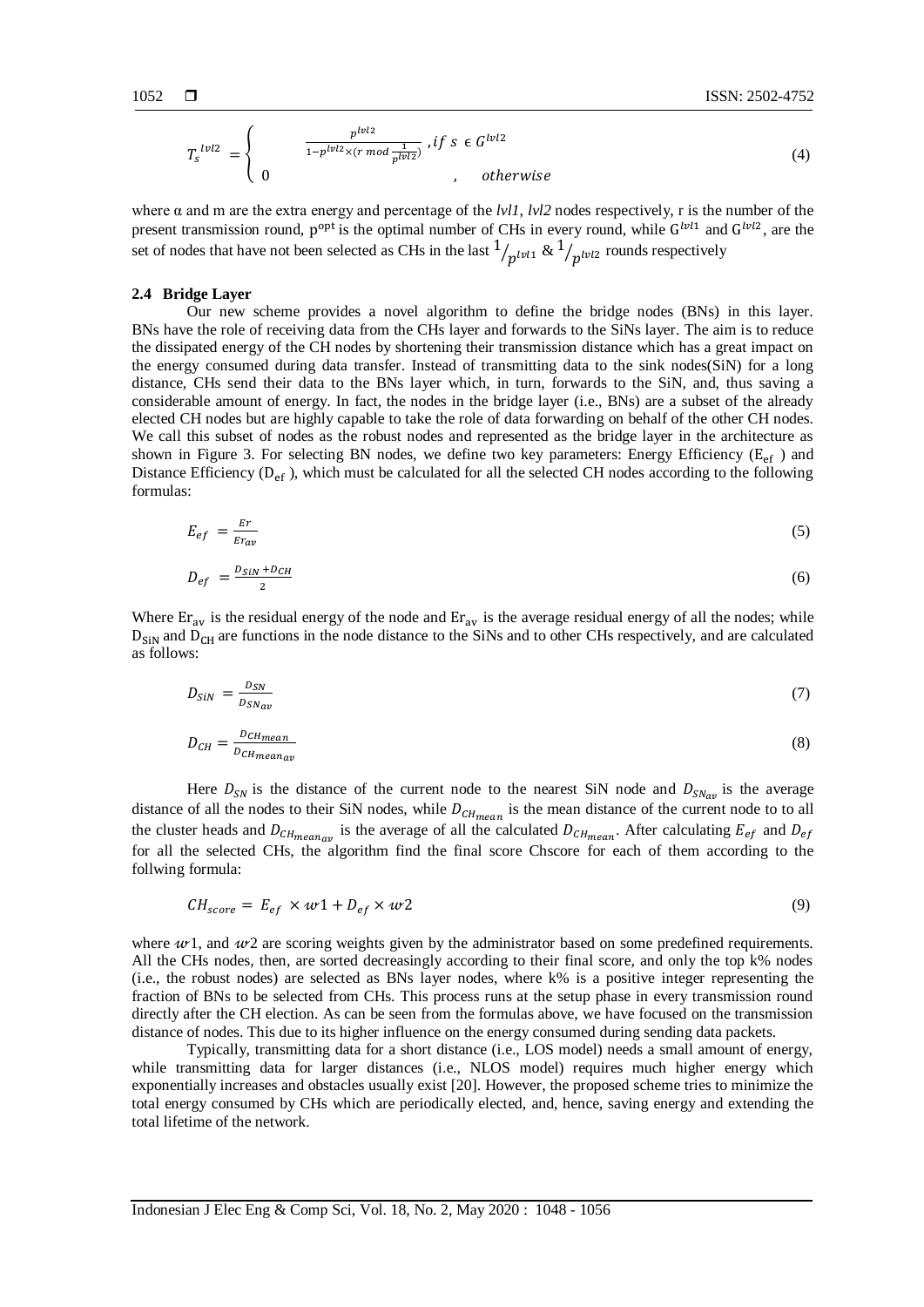$$T_s^{lvl2} = \begin{cases} \frac{p^{lvl2}}{1-p^{lvl2}\times(r \bmod \frac{1}{p^{lvl2}})} , if\ s \in G^{lvl2} \\ 0 \qquad\qquad\qquad\qquad , \quad otherwise \end{cases} \tag{4}$$

where α and m are the extra energy and percentage of the *lvl1*, *lvl2* nodes respectively, r is the number of the present transmission round, $p^{opt}$ is the optimal number of CHs in every round, while $G^{lvl1}$ and $G^{lvl2}$, are the set of nodes that have not been selected as CHs in the last $1/p^{lvl1}$ & $1/p^{lvl2}$ rounds respectively

### 2.4 Bridge Layer

Our new scheme provides a novel algorithm to define the bridge nodes (BNs) in this layer. BNs have the role of receiving data from the CHs layer and forwards to the SiNs layer. The aim is to reduce the dissipated energy of the CH nodes by shortening their transmission distance which has a great impact on the energy consumed during data transfer. Instead of transmitting data to the sink nodes(SiN) for a long distance, CHs send their data to the BNs layer which, in turn, forwards to the SiN, and, thus saving a considerable amount of energy. In fact, the nodes in the bridge layer (i.e., BNs) are a subset of the already elected CH nodes but are highly capable to take the role of data forwarding on behalf of the other CH nodes. We call this subset of nodes as the robust nodes and represented as the bridge layer in the architecture as shown in Figure 3. For selecting BN nodes, we define two key parameters: Energy Efficiency ($E_{ef}$ ) and Distance Efficiency ($D_{ef}$ ), which must be calculated for all the selected CH nodes according to the following formulas:

$$E_{ef} = \frac{Er}{Er_{av}} \tag{5}$$

$$D_{ef} = \frac{D_{SiN} + D_{CH}}{2} \tag{6}$$

Where $Er_{av}$ is the residual energy of the node and $Er_{av}$ is the average residual energy of all the nodes; while $D_{SiN}$ and $D_{CH}$ are functions in the node distance to the SiNs and to other CHs respectively, and are calculated as follows:

$$D_{SiN} = \frac{D_{SN}}{D_{SN_{av}}} \tag{7}$$

$$D_{CH} = \frac{D_{CH_{mean}}}{D_{CH_{mean_{av}}}} \tag{8}$$

Here $D_{SN}$ is the distance of the current node to the nearest SiN node and $D_{SN_{av}}$ is the average distance of all the nodes to their SiN nodes, while $D_{CH_{mean}}$ is the mean distance of the current node to to all the cluster heads and $D_{CH_{mean_{av}}}$ is the average of all the calculated $D_{CH_{mean}}$. After calculating $E_{ef}$ and $D_{ef}$ for all the selected CHs, the algorithm find the final score Chscore for each of them according to the follwing formula:

$$CH_{score} = E_{ef} \times w1 + D_{ef} \times w2 \tag{9}$$

where $w1$, and $w2$ are scoring weights given by the administrator based on some predefined requirements. All the CHs nodes, then, are sorted decreasingly according to their final score, and only the top k% nodes (i.e., the robust nodes) are selected as BNs layer nodes, where k% is a positive integer representing the fraction of BNs to be selected from CHs. This process runs at the setup phase in every transmission round directly after the CH election. As can be seen from the formulas above, we have focused on the transmission distance of nodes. This due to its higher influence on the energy consumed during sending data packets.

Typically, transmitting data for a short distance (i.e., LOS model) needs a small amount of energy, while transmitting data for larger distances (i.e., NLOS model) requires much higher energy which exponentially increases and obstacles usually exist [20]. However, the proposed scheme tries to minimize the total energy consumed by CHs which are periodically elected, and, hence, saving energy and extending the total lifetime of the network.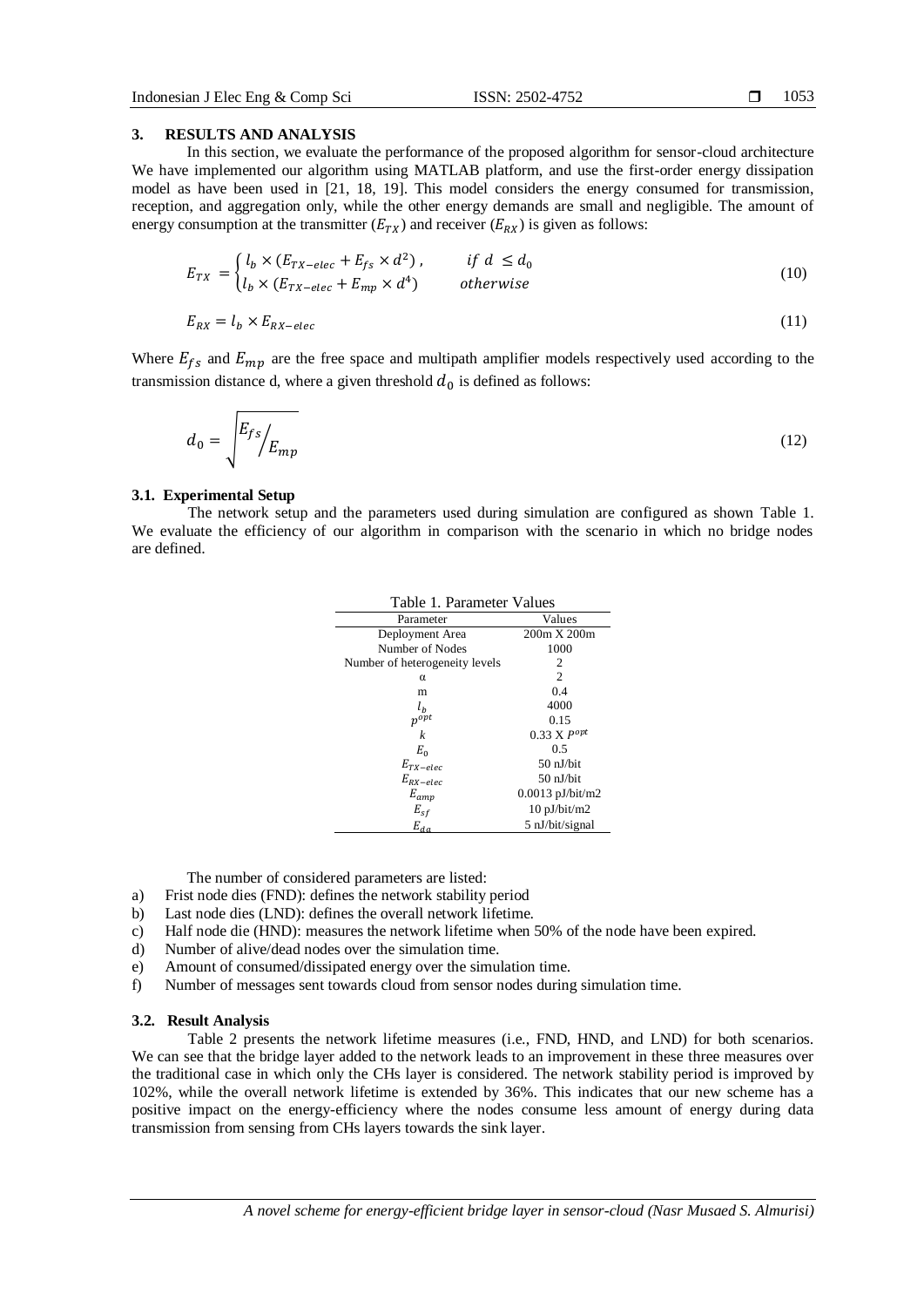## 3. RESULTS AND ANALYSIS

In this section, we evaluate the performance of the proposed algorithm for sensor-cloud architecture We have implemented our algorithm using MATLAB platform, and use the first-order energy dissipation model as have been used in [21, 18, 19]. This model considers the energy consumed for transmission, reception, and aggregation only, while the other energy demands are small and negligible. The amount of energy consumption at the transmitter ($E_{TX}$) and receiver ($E_{RX}$) is given as follows:

$$E_{TX} = \begin{cases} l_b \times (E_{TX-elec} + E_{fs} \times d^2), & if\ d \leq d_0 \\ l_b \times (E_{TX-elec} + E_{mp} \times d^4) & otherwise \end{cases} \tag{10}$$

$$E_{RX} = l_b \times E_{RX-elec} \tag{11}$$

Where $E_{fs}$ and $E_{mp}$ are the free space and multipath amplifier models respectively used according to the transmission distance d, where a given threshold $d_0$ is defined as follows:

$$d_0 = \sqrt{E_{fs}/E_{mp}} \tag{12}$$

### 3.1. Experimental Setup

The network setup and the parameters used during simulation are configured as shown Table 1. We evaluate the efficiency of our algorithm in comparison with the scenario in which no bridge nodes are defined.

Table 1. Parameter Values

| Parameter | Values |
|---|---|
| Deployment Area | 200m X 200m |
| Number of Nodes | 1000 |
| Number of heterogeneity levels | 2 |
| α | 2 |
| m | 0.4 |
| $l_b$ | 4000 |
| $P^{opt}$ | 0.15 |
| $k$ | 0.33 X $P^{opt}$ |
| $E_0$ | 0.5 |
| $E_{TX-elec}$ | 50 nJ/bit |
| $E_{RX-elec}$ | 50 nJ/bit |
| $E_{amp}$ | 0.0013 pJ/bit/m2 |
| $E_{sf}$ | 10 pJ/bit/m2 |
| $E_{da}$ | 5 nJ/bit/signal |

The number of considered parameters are listed:

a) Frist node dies (FND): defines the network stability period
b) Last node dies (LND): defines the overall network lifetime.
c) Half node die (HND): measures the network lifetime when 50% of the node have been expired.
d) Number of alive/dead nodes over the simulation time.
e) Amount of consumed/dissipated energy over the simulation time.
f) Number of messages sent towards cloud from sensor nodes during simulation time.

### 3.2. Result Analysis

Table 2 presents the network lifetime measures (i.e., FND, HND, and LND) for both scenarios. We can see that the bridge layer added to the network leads to an improvement in these three measures over the traditional case in which only the CHs layer is considered. The network stability period is improved by 102%, while the overall network lifetime is extended by 36%. This indicates that our new scheme has a positive impact on the energy-efficiency where the nodes consume less amount of energy during data transmission from sensing from CHs layers towards the sink layer.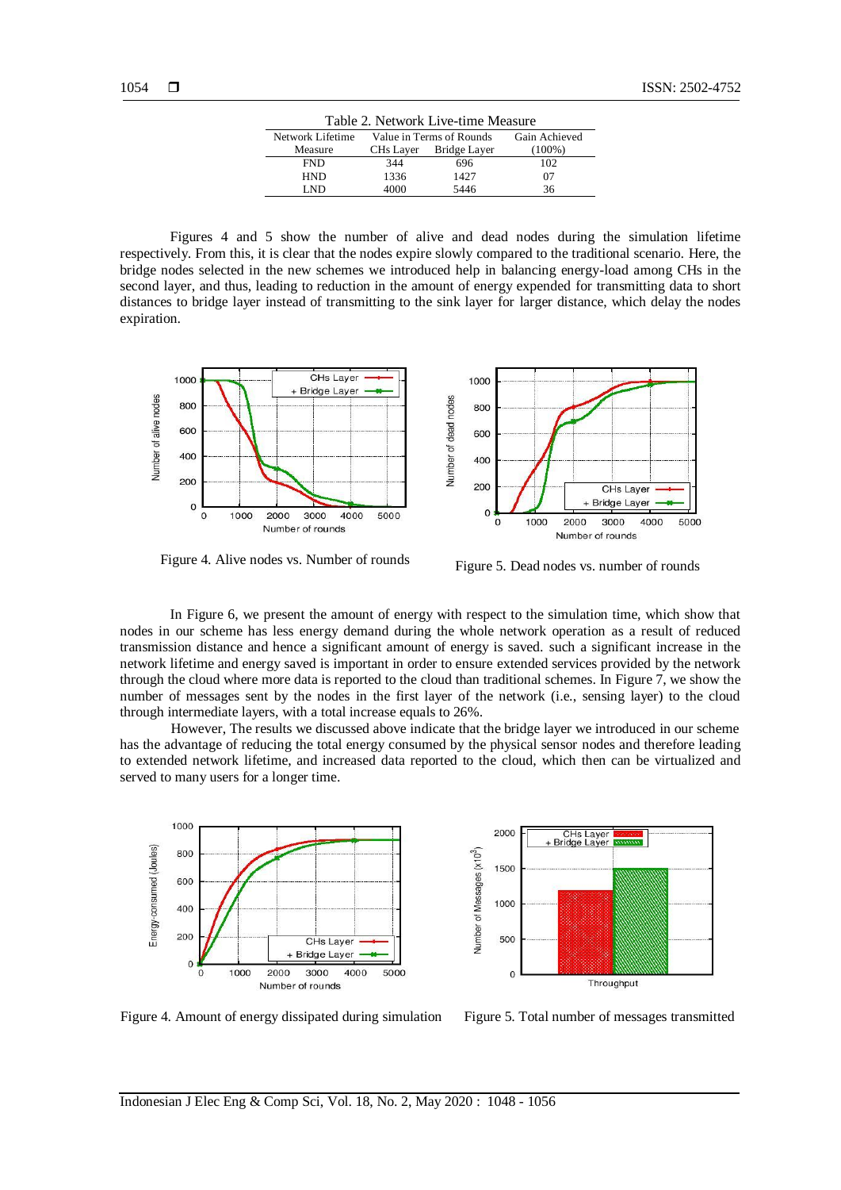Table 2. Network Live-time Measure

| Network Lifetime Measure | Value in Terms of Rounds | | Gain Achieved (100%) |
|---|---|---|---|
| | CHs Layer | Bridge Layer | |
| FND | 344 | 696 | 102 |
| HND | 1336 | 1427 | 07 |
| LND | 4000 | 5446 | 36 |

Figures 4 and 5 show the number of alive and dead nodes during the simulation lifetime respectively. From this, it is clear that the nodes expire slowly compared to the traditional scenario. Here, the bridge nodes selected in the new schemes we introduced help in balancing energy-load among CHs in the second layer, and thus, leading to reduction in the amount of energy expended for transmitting data to short distances to bridge layer instead of transmitting to the sink layer for larger distance, which delay the nodes expiration.

Figure 4. Alive nodes vs. Number of rounds

Figure 5. Dead nodes vs. number of rounds

In Figure 6, we present the amount of energy with respect to the simulation time, which show that nodes in our scheme has less energy demand during the whole network operation as a result of reduced transmission distance and hence a significant amount of energy is saved. such a significant increase in the network lifetime and energy saved is important in order to ensure extended services provided by the network through the cloud where more data is reported to the cloud than traditional schemes. In Figure 7, we show the number of messages sent by the nodes in the first layer of the network (i.e., sensing layer) to the cloud through intermediate layers, with a total increase equals to 26%.

However, The results we discussed above indicate that the bridge layer we introduced in our scheme has the advantage of reducing the total energy consumed by the physical sensor nodes and therefore leading to extended network lifetime, and increased data reported to the cloud, which then can be virtualized and served to many users for a longer time.

Figure 4. Amount of energy dissipated during simulation

Figure 5. Total number of messages transmitted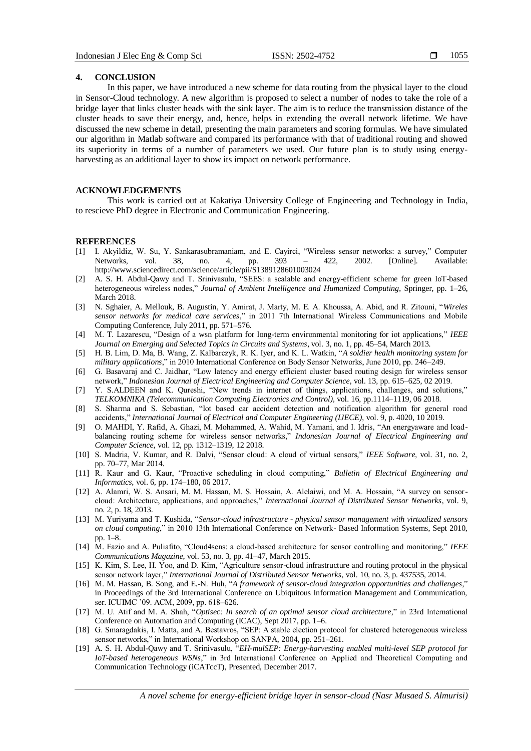## 4. CONCLUSION

In this paper, we have introduced a new scheme for data routing from the physical layer to the cloud in Sensor-Cloud technology. A new algorithm is proposed to select a number of nodes to take the role of a bridge layer that links cluster heads with the sink layer. The aim is to reduce the transmission distance of the cluster heads to save their energy, and, hence, helps in extending the overall network lifetime. We have discussed the new scheme in detail, presenting the main parameters and scoring formulas. We have simulated our algorithm in Matlab software and compared its performance with that of traditional routing and showed its superiority in terms of a number of parameters we used. Our future plan is to study using energy-harvesting as an additional layer to show its impact on network performance.

## ACKNOWLEDGEMENTS

This work is carried out at Kakatiya University College of Engineering and Technology in India, to rescieve PhD degree in Electronic and Communication Engineering.

## REFERENCES

[1] I. Akyildiz, W. Su, Y. Sankarasubramaniam, and E. Cayirci, "Wireless sensor networks: a survey," Computer Networks, vol. 38, no. 4, pp. 393 – 422, 2002. [Online]. Available: http://www.sciencedirect.com/science/article/pii/S1389128601003024

[2] A. S. H. Abdul-Qawy and T. Srinivasulu, "SEES: a scalable and energy-efficient scheme for green IoT-based heterogeneous wireless nodes," *Journal of Ambient Intelligence and Humanized Computing*, Springer, pp. 1–26, March 2018.

[3] N. Sghaier, A. Mellouk, B. Augustin, Y. Amirat, J. Marty, M. E. A. Khoussa, A. Abid, and R. Zitouni, "*Wireles sensor networks for medical care services*," in 2011 7th International Wireless Communications and Mobile Computing Conference, July 2011, pp. 571–576.

[4] M. T. Lazarescu, "Design of a wsn platform for long-term environmental monitoring for iot applications," *IEEE Journal on Emerging and Selected Topics in Circuits and Systems*, vol. 3, no. 1, pp. 45–54, March 2013.

[5] H. B. Lim, D. Ma, B. Wang, Z. Kalbarczyk, R. K. Iyer, and K. L. Watkin, "*A soldier health monitoring system for military applications*," in 2010 International Conference on Body Sensor Networks, June 2010, pp. 246–249.

[6] G. Basavaraj and C. Jaidhar, "Low latency and energy efficient cluster based routing design for wireless sensor network," *Indonesian Journal of Electrical Engineering and Computer Science*, vol. 13, pp. 615–625, 02 2019.

[7] Y. S.ALDEEN and K. Qureshi, "New trends in internet of things, applications, challenges, and solutions," *TELKOMNIKA (Telecommunication Computing Electronics and Control)*, vol. 16, pp.1114–1119, 06 2018.

[8] S. Sharma and S. Sebastian, "Iot based car accident detection and notification algorithm for general road accidents," *International Journal of Electrical and Computer Engineering (IJECE)*, vol. 9, p. 4020, 10 2019.

[9] O. MAHDI, Y. Rafid, A. Ghazi, M. Mohammed, A. Wahid, M. Yamani, and I. Idris, "An energyaware and load-balancing routing scheme for wireless sensor networks," *Indonesian Journal of Electrical Engineering and Computer Science*, vol. 12, pp. 1312–1319, 12 2018.

[10] S. Madria, V. Kumar, and R. Dalvi, "Sensor cloud: A cloud of virtual sensors," *IEEE Software*, vol. 31, no. 2, pp. 70–77, Mar 2014.

[11] R. Kaur and G. Kaur, "Proactive scheduling in cloud computing," *Bulletin of Electrical Engineering and Informatics*, vol. 6, pp. 174–180, 06 2017.

[12] A. Alamri, W. S. Ansari, M. M. Hassan, M. S. Hossain, A. Alelaiwi, and M. A. Hossain, "A survey on sensor-cloud: Architecture, applications, and approaches," *International Journal of Distributed Sensor Networks*, vol. 9, no. 2, p. 18, 2013.

[13] M. Yuriyama and T. Kushida, "*Sensor-cloud infrastructure - physical sensor management with virtualized sensors on cloud computing*," in 2010 13th International Conference on Network- Based Information Systems, Sept 2010, pp. 1–8.

[14] M. Fazio and A. Puliafito, "Cloud4sens: a cloud-based architecture for sensor controlling and monitoring," *IEEE Communications Magazine*, vol. 53, no. 3, pp. 41–47, March 2015.

[15] K. Kim, S. Lee, H. Yoo, and D. Kim, "Agriculture sensor-cloud infrastructure and routing protocol in the physical sensor network layer," *International Journal of Distributed Sensor Networks*, vol. 10, no. 3, p. 437535, 2014.

[16] M. M. Hassan, B. Song, and E.-N. Huh, "*A framework of sensor-cloud integration opportunities and challenges*," in Proceedings of the 3rd International Conference on Ubiquitous Information Management and Communication, ser. ICUIMC '09. ACM, 2009, pp. 618–626.

[17] M. U. Atif and M. A. Shah, "*Optisec: In search of an optimal sensor cloud architecture*," in 23rd International Conference on Automation and Computing (ICAC), Sept 2017, pp. 1–6.

[18] G. Smaragdakis, I. Matta, and A. Bestavros, "SEP: A stable election protocol for clustered heterogeneous wireless sensor networks," in International Workshop on SANPA, 2004, pp. 251–261.

[19] A. S. H. Abdul-Qawy and T. Srinivasulu, "*EH-mulSEP: Energy-harvesting enabled multi-level SEP protocol for IoT-based heterogeneous WSNs*," in 3rd International Conference on Applied and Theoretical Computing and Communication Technology (iCATccT), Presented, December 2017.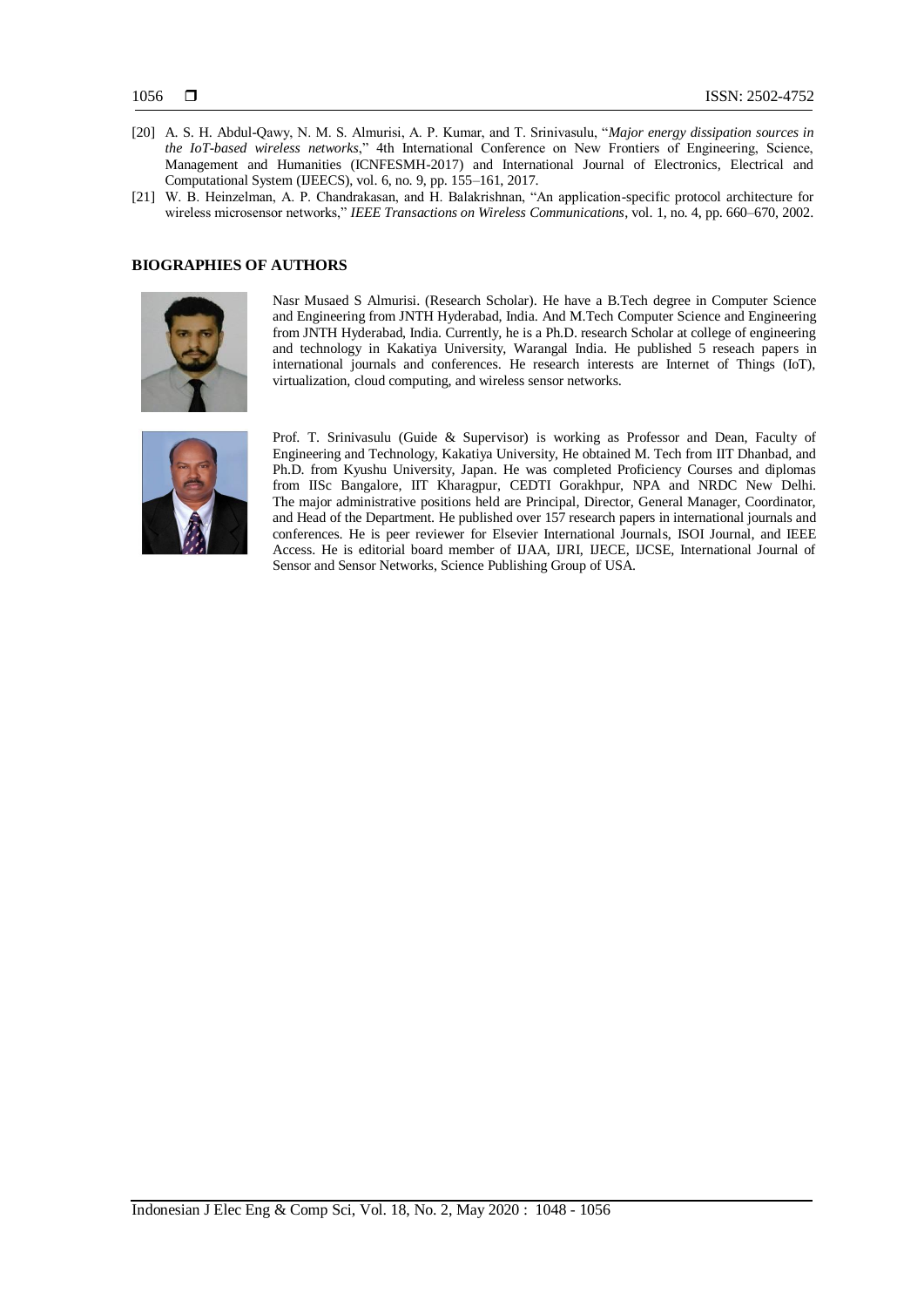[20] A. S. H. Abdul-Qawy, N. M. S. Almurisi, A. P. Kumar, and T. Srinivasulu, "*Major energy dissipation sources in the IoT-based wireless networks*," 4th International Conference on New Frontiers of Engineering, Science, Management and Humanities (ICNFESMH-2017) and International Journal of Electronics, Electrical and Computational System (IJEECS), vol. 6, no. 9, pp. 155–161, 2017.

[21] W. B. Heinzelman, A. P. Chandrakasan, and H. Balakrishnan, "An application-specific protocol architecture for wireless microsensor networks," *IEEE Transactions on Wireless Communications*, vol. 1, no. 4, pp. 660–670, 2002.

## BIOGRAPHIES OF AUTHORS

Nasr Musaed S Almurisi. (Research Scholar). He have a B.Tech degree in Computer Science and Engineering from JNTH Hyderabad, India. And M.Tech Computer Science and Engineering from JNTH Hyderabad, India. Currently, he is a Ph.D. research Scholar at college of engineering and technology in Kakatiya University, Warangal India. He published 5 reseach papers in international journals and conferences. He research interests are Internet of Things (IoT), virtualization, cloud computing, and wireless sensor networks.

Prof. T. Srinivasulu (Guide & Supervisor) is working as Professor and Dean, Faculty of Engineering and Technology, Kakatiya University, He obtained M. Tech from IIT Dhanbad, and Ph.D. from Kyushu University, Japan. He was completed Proficiency Courses and diplomas from IISc Bangalore, IIT Kharagpur, CEDTI Gorakhpur, NPA and NRDC New Delhi. The major administrative positions held are Principal, Director, General Manager, Coordinator, and Head of the Department. He published over 157 research papers in international journals and conferences. He is peer reviewer for Elsevier International Journals, ISOI Journal, and IEEE Access. He is editorial board member of IJAA, IJRI, IJECE, IJCSE, International Journal of Sensor and Sensor Networks, Science Publishing Group of USA.